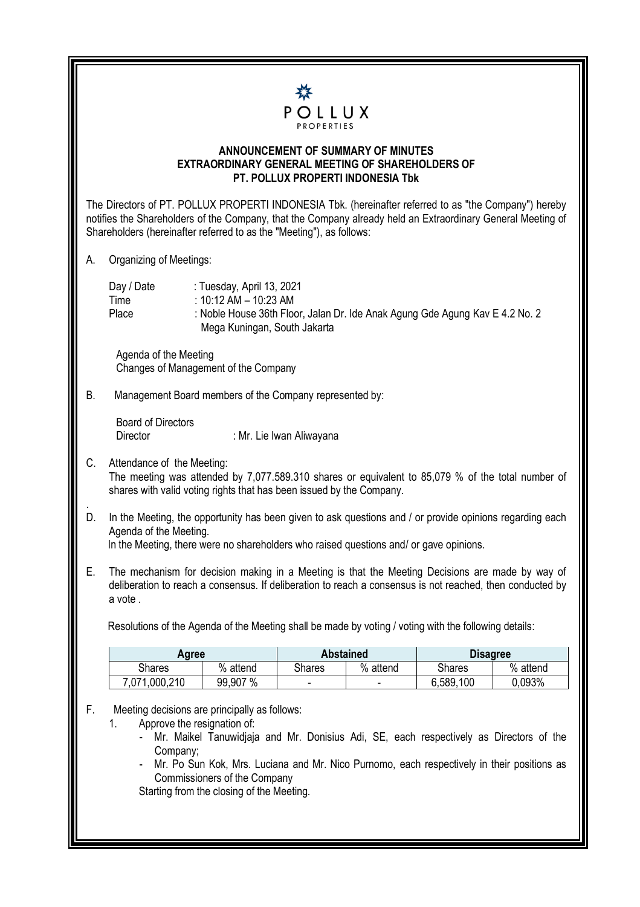POLLUX PROPERTIES

# ANNOUNCEMENT OF SUMMARY OF MINUTES EXTRAORDINARY GENERAL MEETING OF SHAREHOLDERS OF PT. POLLUX PROPERTI INDONESIA Tbk

The Directors of PT. POLLUX PROPERTI INDONESIA Tbk. (hereinafter referred to as "the Company") hereby notifies the Shareholders of the Company, that the Company already held an Extraordinary General Meeting of Shareholders (hereinafter referred to as the "Meeting"), as follows:

A. Organizing of Meetings:

Day / Date : Tuesday, April 13, 2021
Time : 10:12 AM – 10:23 AM
Place : Noble House 36th Floor, Jalan Dr. Ide Anak Agung Gde Agung Kav E 4.2 No. 2 Mega Kuningan, South Jakarta

Agenda of the Meeting
Changes of Management of the Company

B. Management Board members of the Company represented by:

Board of Directors
Director : Mr. Lie Iwan Aliwayana

C. Attendance of the Meeting:
The meeting was attended by 7,077.589.310 shares or equivalent to 85,079 % of the total number of shares with valid voting rights that has been issued by the Company.

D. In the Meeting, the opportunity has been given to ask questions and / or provide opinions regarding each Agenda of the Meeting.
In the Meeting, there were no shareholders who raised questions and/ or gave opinions.

E. The mechanism for decision making in a Meeting is that the Meeting Decisions are made by way of deliberation to reach a consensus. If deliberation to reach a consensus is not reached, then conducted by a vote .

Resolutions of the Agenda of the Meeting shall be made by voting / voting with the following details:

| Agree | | Abstained | | Disagree | |
|---|---|---|---|---|---|
| Shares | % attend | Shares | % attend | Shares | % attend |
| 7,071,000,210 | 99,907 % | - | - | 6,589,100 | 0,093% |

F. Meeting decisions are principally as follows:

1. Approve the resignation of:
   - Mr. Maikel Tanuwidjaja and Mr. Donisius Adi, SE, each respectively as Directors of the Company;
   - Mr. Po Sun Kok, Mrs. Luciana and Mr. Nico Purnomo, each respectively in their positions as Commissioners of the Company

   Starting from the closing of the Meeting.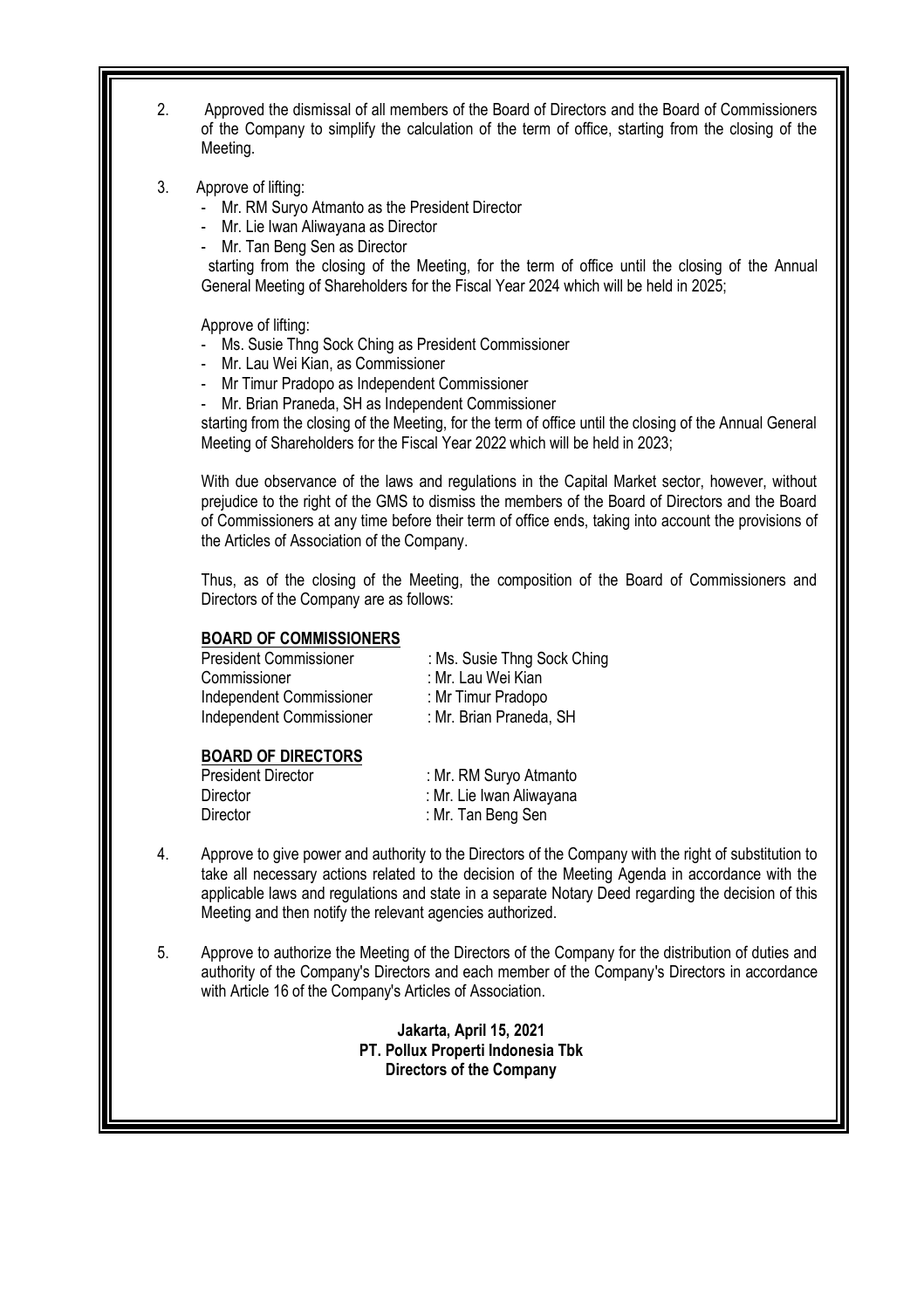2. Approved the dismissal of all members of the Board of Directors and the Board of Commissioners of the Company to simplify the calculation of the term of office, starting from the closing of the Meeting.

3. Approve of lifting:
   - Mr. RM Suryo Atmanto as the President Director
   - Mr. Lie Iwan Aliwayana as Director
   - Mr. Tan Beng Sen as Director

   starting from the closing of the Meeting, for the term of office until the closing of the Annual General Meeting of Shareholders for the Fiscal Year 2024 which will be held in 2025;

   Approve of lifting:
   - Ms. Susie Thng Sock Ching as President Commissioner
   - Mr. Lau Wei Kian, as Commissioner
   - Mr Timur Pradopo as Independent Commissioner
   - Mr. Brian Praneda, SH as Independent Commissioner

   starting from the closing of the Meeting, for the term of office until the closing of the Annual General Meeting of Shareholders for the Fiscal Year 2022 which will be held in 2023;

   With due observance of the laws and regulations in the Capital Market sector, however, without prejudice to the right of the GMS to dismiss the members of the Board of Directors and the Board of Commissioners at any time before their term of office ends, taking into account the provisions of the Articles of Association of the Company.

   Thus, as of the closing of the Meeting, the composition of the Board of Commissioners and Directors of the Company are as follows:

   **BOARD OF COMMISSIONERS**

   | | |
   |---|---|
   | President Commissioner | : Ms. Susie Thng Sock Ching |
   | Commissioner | : Mr. Lau Wei Kian |
   | Independent Commissioner | : Mr Timur Pradopo |
   | Independent Commissioner | : Mr. Brian Praneda, SH |

   **BOARD OF DIRECTORS**

   | | |
   |---|---|
   | President Director | : Mr. RM Suryo Atmanto |
   | Director | : Mr. Lie Iwan Aliwayana |
   | Director | : Mr. Tan Beng Sen |

4. Approve to give power and authority to the Directors of the Company with the right of substitution to take all necessary actions related to the decision of the Meeting Agenda in accordance with the applicable laws and regulations and state in a separate Notary Deed regarding the decision of this Meeting and then notify the relevant agencies authorized.

5. Approve to authorize the Meeting of the Directors of the Company for the distribution of duties and authority of the Company's Directors and each member of the Company's Directors in accordance with Article 16 of the Company's Articles of Association.

**Jakarta, April 15, 2021**
**PT. Pollux Properti Indonesia Tbk**
**Directors of the Company**